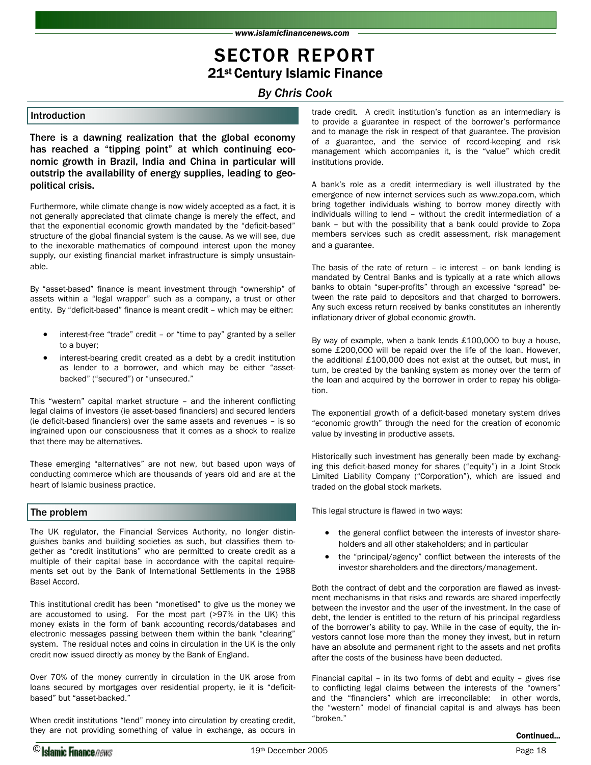# SECTOR REPORT

## 21st Century Islamic Finance

*By Chris Cook*

### Introduction

**There is a dawning realization that the global economy has reached a "tipping point" at which continuing economic growth in Brazil, India and China in particular will outstrip the availability of energy supplies, leading to geopolitical crisis.**

Furthermore, while climate change is now widely accepted as a fact, it is not generally appreciated that climate change is merely the effect, and that the exponential economic growth mandated by the "deficit-based" structure of the global financial system is the cause. As we will see, due to the inexorable mathematics of compound interest upon the money supply, our existing financial market infrastructure is simply unsustainable.

By "asset-based" finance is meant investment through "ownership" of assets within a "legal wrapper" such as a company, a trust or other entity. By "deficit-based" finance is meant credit – which may be either:

- interest-free "trade" credit – or "time to pay" granted by a seller to a buyer;
- interest-bearing credit created as a debt by a credit institution as lender to a borrower, and which may be either "asset-backed" ("secured") or "unsecured."

This "western" capital market structure – and the inherent conflicting legal claims of investors (ie asset-based financiers) and secured lenders (ie deficit-based financiers) over the same assets and revenues – is so ingrained upon our consciousness that it comes as a shock to realize that there may be alternatives.

These emerging "alternatives" are not new, but based upon ways of conducting commerce which are thousands of years old and are at the heart of Islamic business practice.

### The problem

The UK regulator, the Financial Services Authority, no longer distinguishes banks and building societies as such, but classifies them together as "credit institutions" who are permitted to create credit as a multiple of their capital base in accordance with the capital requirements set out by the Bank of International Settlements in the 1988 Basel Accord.

This institutional credit has been "monetised" to give us the money we are accustomed to using. For the most part (>97% in the UK) this money exists in the form of bank accounting records/databases and electronic messages passing between them within the bank "clearing" system. The residual notes and coins in circulation in the UK is the only credit now issued directly as money by the Bank of England.

Over 70% of the money currently in circulation in the UK arose from loans secured by mortgages over residential property, ie it is "deficit-based" but "asset-backed."

When credit institutions "lend" money into circulation by creating credit, they are not providing something of value in exchange, as occurs in trade credit. A credit institution's function as an intermediary is to provide a guarantee in respect of the borrower's performance and to manage the risk in respect of that guarantee. The provision of a guarantee, and the service of record-keeping and risk management which accompanies it, is the "value" which credit institutions provide.

A bank's role as a credit intermediary is well illustrated by the emergence of new internet services such as www.zopa.com, which bring together individuals wishing to borrow money directly with individuals willing to lend – without the credit intermediation of a bank – but with the possibility that a bank could provide to Zopa members services such as credit assessment, risk management and a guarantee.

The basis of the rate of return – ie interest – on bank lending is mandated by Central Banks and is typically at a rate which allows banks to obtain "super-profits" through an excessive "spread" between the rate paid to depositors and that charged to borrowers. Any such excess return received by banks constitutes an inherently inflationary driver of global economic growth.

By way of example, when a bank lends £100,000 to buy a house, some £200,000 will be repaid over the life of the loan. However, the additional £100,000 does not exist at the outset, but must, in turn, be created by the banking system as money over the term of the loan and acquired by the borrower in order to repay his obligation.

The exponential growth of a deficit-based monetary system drives "economic growth" through the need for the creation of economic value by investing in productive assets.

Historically such investment has generally been made by exchanging this deficit-based money for shares ("equity") in a Joint Stock Limited Liability Company ("Corporation"), which are issued and traded on the global stock markets.

This legal structure is flawed in two ways:

- the general conflict between the interests of investor shareholders and all other stakeholders; and in particular
- the "principal/agency" conflict between the interests of the investor shareholders and the directors/management.

Both the contract of debt and the corporation are flawed as investment mechanisms in that risks and rewards are shared imperfectly between the investor and the user of the investment. In the case of debt, the lender is entitled to the return of his principal regardless of the borrower's ability to pay. While in the case of equity, the investors cannot lose more than the money they invest, but in return have an absolute and permanent right to the assets and net profits after the costs of the business have been deducted.

Financial capital – in its two forms of debt and equity – gives rise to conflicting legal claims between the interests of the "owners" and the "financiers" which are irreconcilable: in other words, the "western" model of financial capital is and always has been "broken."

**Continued...**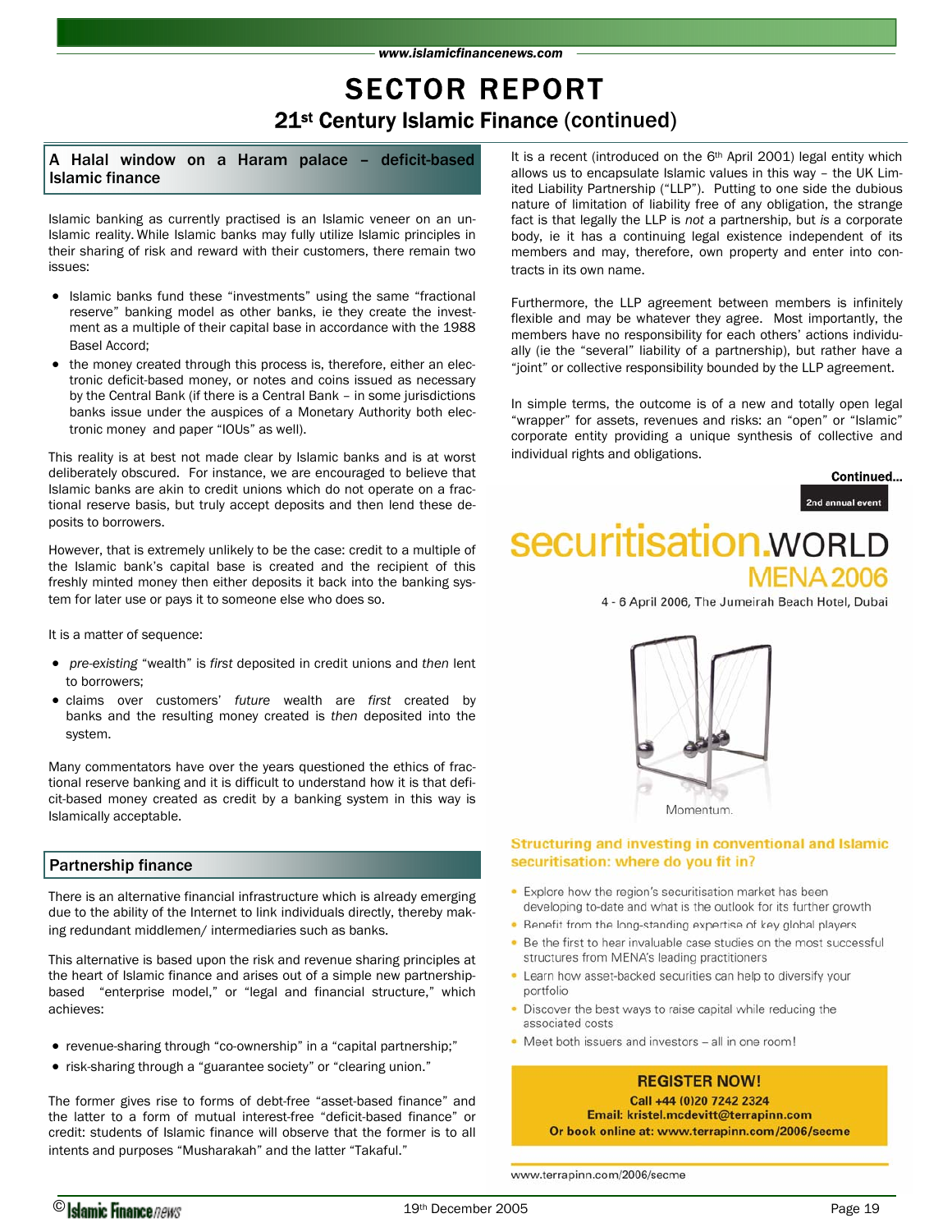# SECTOR REPORT

## 21st Century Islamic Finance (continued)

### A Halal window on a Haram palace – deficit-based Islamic finance

Islamic banking as currently practised is an Islamic veneer on an un-Islamic reality. While Islamic banks may fully utilize Islamic principles in their sharing of risk and reward with their customers, there remain two issues:

- Islamic banks fund these "investments" using the same "fractional reserve" banking model as other banks, ie they create the investment as a multiple of their capital base in accordance with the 1988 Basel Accord;
- the money created through this process is, therefore, either an electronic deficit-based money, or notes and coins issued as necessary by the Central Bank (if there is a Central Bank – in some jurisdictions banks issue under the auspices of a Monetary Authority both electronic money and paper "IOUs" as well).

This reality is at best not made clear by Islamic banks and is at worst deliberately obscured. For instance, we are encouraged to believe that Islamic banks are akin to credit unions which do not operate on a fractional reserve basis, but truly accept deposits and then lend these deposits to borrowers.

However, that is extremely unlikely to be the case: credit to a multiple of the Islamic bank's capital base is created and the recipient of this freshly minted money then either deposits it back into the banking system for later use or pays it to someone else who does so.

It is a matter of sequence:

- *pre-existing* "wealth" is *first* deposited in credit unions and *then* lent to borrowers;
- claims over customers' *future* wealth are *first* created by banks and the resulting money created is *then* deposited into the system.

Many commentators have over the years questioned the ethics of fractional reserve banking and it is difficult to understand how it is that deficit-based money created as credit by a banking system in this way is Islamically acceptable.

### Partnership finance

There is an alternative financial infrastructure which is already emerging due to the ability of the Internet to link individuals directly, thereby making redundant middlemen/ intermediaries such as banks.

This alternative is based upon the risk and revenue sharing principles at the heart of Islamic finance and arises out of a simple new partnership-based "enterprise model," or "legal and financial structure," which achieves:

- revenue-sharing through "co-ownership" in a "capital partnership;"
- risk-sharing through a "guarantee society" or "clearing union."

The former gives rise to forms of debt-free "asset-based finance" and the latter to a form of mutual interest-free "deficit-based finance" or credit: students of Islamic finance will observe that the former is to all intents and purposes "Musharakah" and the latter "Takaful."

It is a recent (introduced on the 6th April 2001) legal entity which allows us to encapsulate Islamic values in this way – the UK Limited Liability Partnership ("LLP"). Putting to one side the dubious nature of limitation of liability free of any obligation, the strange fact is that legally the LLP is *not* a partnership, but *is* a corporate body, ie it has a continuing legal existence independent of its members and may, therefore, own property and enter into contracts in its own name.

Furthermore, the LLP agreement between members is infinitely flexible and may be whatever they agree. Most importantly, the members have no responsibility for each others' actions individually (ie the "several" liability of a partnership), but rather have a "joint" or collective responsibility bounded by the LLP agreement.

In simple terms, the outcome is of a new and totally open legal "wrapper" for assets, revenues and risks: an "open" or "Islamic" corporate entity providing a unique synthesis of collective and individual rights and obligations.

**Continued...**

2nd annual event

**securitisation.WORLD MENA 2006**

4 - 6 April 2006, The Jumeirah Beach Hotel, Dubai

Momentum.

**Structuring and investing in conventional and Islamic securitisation: where do you fit in?**

- Explore how the region's securitisation market has been developing to-date and what is the outlook for its further growth
- Benefit from the long-standing expertise of key global players
- Be the first to hear invaluable case studies on the most successful structures from MENA's leading practitioners
- Learn how asset-backed securities can help to diversify your portfolio
- Discover the best ways to raise capital while reducing the associated costs
- Meet both issuers and investors – all in one room!

**REGISTER NOW!**
**Call +44 (0)20 7242 2324**
**Email: kristel.mcdevitt@terrapinn.com**
**Or book online at: www.terrapinn.com/2006/secme**

www.terrapinn.com/2006/secme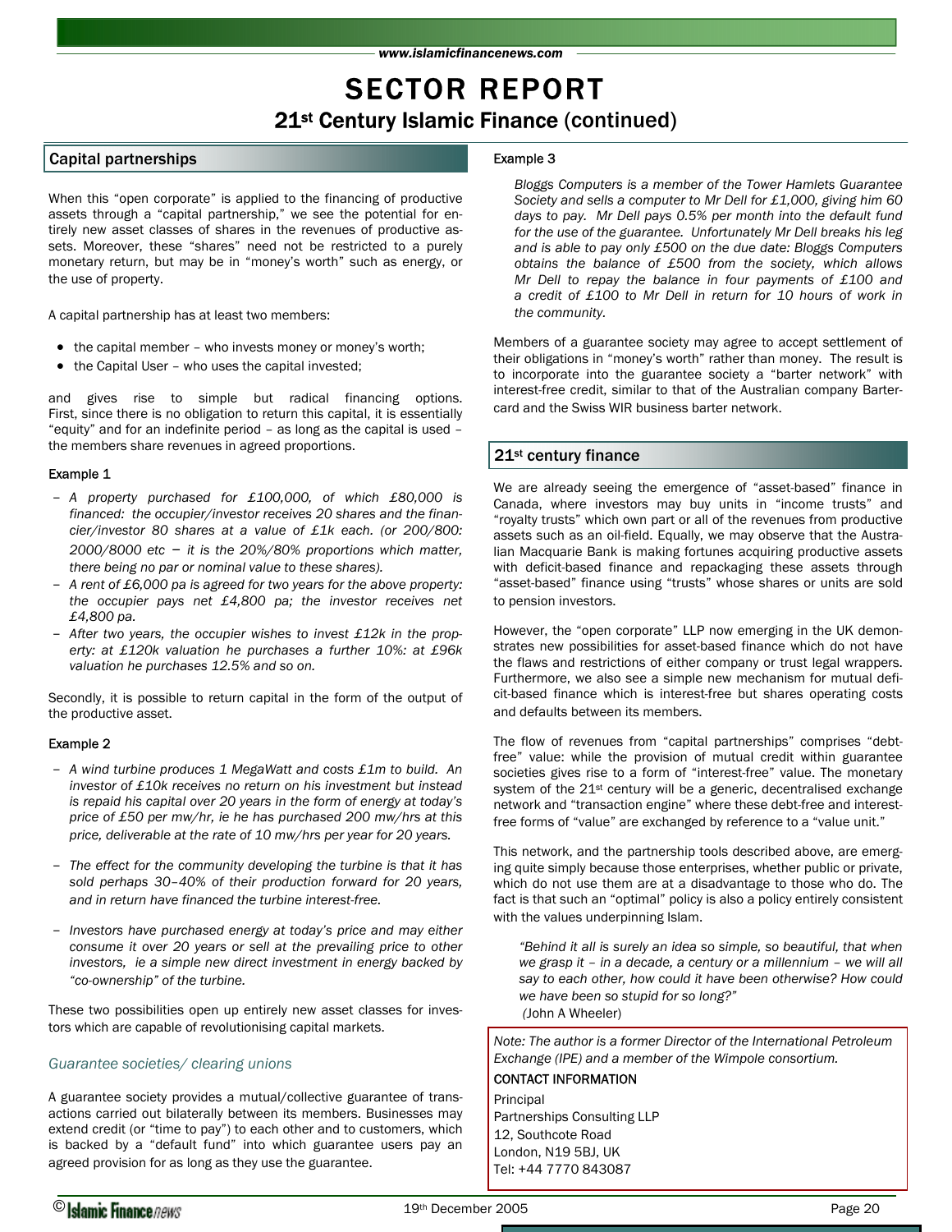# SECTOR REPORT

## 21st Century Islamic Finance (continued)

### Capital partnerships

When this "open corporate" is applied to the financing of productive assets through a "capital partnership," we see the potential for entirely new asset classes of shares in the revenues of productive assets. Moreover, these "shares" need not be restricted to a purely monetary return, but may be in "money's worth" such as energy, or the use of property.

A capital partnership has at least two members:

- the capital member – who invests money or money's worth;
- the Capital User – who uses the capital invested;

and gives rise to simple but radical financing options. First, since there is no obligation to return this capital, it is essentially "equity" and for an indefinite period – as long as the capital is used – the members share revenues in agreed proportions.

**Example 1**

- *A property purchased for £100,000, of which £80,000 is financed: the occupier/investor receives 20 shares and the financier/investor 80 shares at a value of £1k each. (or 200/800: 2000/8000 etc – it is the 20%/80% proportions which matter, there being no par or nominal value to these shares).*
- *A rent of £6,000 pa is agreed for two years for the above property: the occupier pays net £4,800 pa; the investor receives net £4,800 pa.*
- *After two years, the occupier wishes to invest £12k in the property: at £120k valuation he purchases a further 10%: at £96k valuation he purchases 12.5% and so on.*

Secondly, it is possible to return capital in the form of the output of the productive asset.

**Example 2**

- *A wind turbine produces 1 MegaWatt and costs £1m to build. An investor of £10k receives no return on his investment but instead is repaid his capital over 20 years in the form of energy at today's price of £50 per mw/hr, ie he has purchased 200 mw/hrs at this price, deliverable at the rate of 10 mw/hrs per year for 20 years.*
- *The effect for the community developing the turbine is that it has sold perhaps 30–40% of their production forward for 20 years, and in return have financed the turbine interest-free.*
- *Investors have purchased energy at today's price and may either consume it over 20 years or sell at the prevailing price to other investors, ie a simple new direct investment in energy backed by "co-ownership" of the turbine.*

These two possibilities open up entirely new asset classes for investors which are capable of revolutionising capital markets.

#### *Guarantee societies/ clearing unions*

A guarantee society provides a mutual/collective guarantee of transactions carried out bilaterally between its members. Businesses may extend credit (or "time to pay") to each other and to customers, which is backed by a "default fund" into which guarantee users pay an agreed provision for as long as they use the guarantee.

**Example 3**

*Bloggs Computers is a member of the Tower Hamlets Guarantee Society and sells a computer to Mr Dell for £1,000, giving him 60 days to pay. Mr Dell pays 0.5% per month into the default fund for the use of the guarantee. Unfortunately Mr Dell breaks his leg and is able to pay only £500 on the due date: Bloggs Computers obtains the balance of £500 from the society, which allows Mr Dell to repay the balance in four payments of £100 and a credit of £100 to Mr Dell in return for 10 hours of work in the community.*

Members of a guarantee society may agree to accept settlement of their obligations in "money's worth" rather than money. The result is to incorporate into the guarantee society a "barter network" with interest-free credit, similar to that of the Australian company Bartercard and the Swiss WIR business barter network.

### 21st century finance

We are already seeing the emergence of "asset-based" finance in Canada, where investors may buy units in "income trusts" and "royalty trusts" which own part or all of the revenues from productive assets such as an oil-field. Equally, we may observe that the Australian Macquarie Bank is making fortunes acquiring productive assets with deficit-based finance and repackaging these assets through "asset-based" finance using "trusts" whose shares or units are sold to pension investors.

However, the "open corporate" LLP now emerging in the UK demonstrates new possibilities for asset-based finance which do not have the flaws and restrictions of either company or trust legal wrappers. Furthermore, we also see a simple new mechanism for mutual deficit-based finance which is interest-free but shares operating costs and defaults between its members.

The flow of revenues from "capital partnerships" comprises "debt-free" value: while the provision of mutual credit within guarantee societies gives rise to a form of "interest-free" value. The monetary system of the 21st century will be a generic, decentralised exchange network and "transaction engine" where these debt-free and interest-free forms of "value" are exchanged by reference to a "value unit."

This network, and the partnership tools described above, are emerging quite simply because those enterprises, whether public or private, which do not use them are at a disadvantage to those who do. The fact is that such an "optimal" policy is also a policy entirely consistent with the values underpinning Islam.

> *"Behind it all is surely an idea so simple, so beautiful, that when we grasp it – in a decade, a century or a millennium – we will all say to each other, how could it have been otherwise? How could we have been so stupid for so long?"*
> *(*John A Wheeler)

*Note: The author is a former Director of the International Petroleum Exchange (IPE) and a member of the Wimpole consortium.*

**CONTACT INFORMATION**

Principal
Partnerships Consulting LLP
12, Southcote Road
London, N19 5BJ, UK
Tel: +44 7770 843087